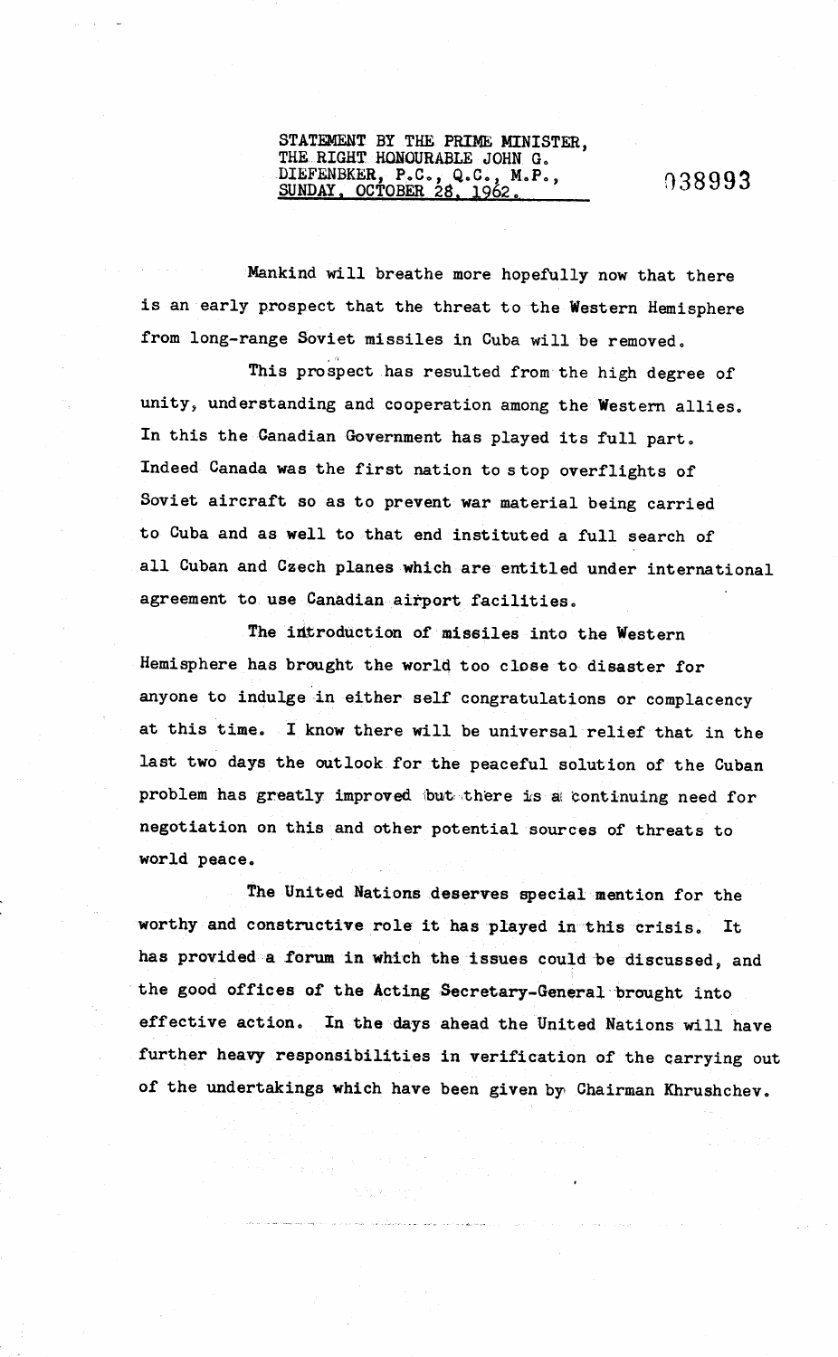STATEMENT BY THE PRIME MINISTER,
THE RIGHT HONOURABLE JOHN G.
DIEFENBKER, P.C., Q.C., M.P.,
SUNDAY, OCTOBER 28, 1962.

038993

Mankind will breathe more hopefully now that there is an early prospect that the threat to the Western Hemisphere from long-range Soviet missiles in Cuba will be removed.

This prospect has resulted from the high degree of unity, understanding and cooperation among the Western allies. In this the Canadian Government has played its full part. Indeed Canada was the first nation to stop overflights of Soviet aircraft so as to prevent war material being carried to Cuba and as well to that end instituted a full search of all Cuban and Czech planes which are entitled under international agreement to use Canadian airport facilities.

The introduction of missiles into the Western Hemisphere has brought the world too close to disaster for anyone to indulge in either self congratulations or complacency at this time. I know there will be universal relief that in the last two days the outlook for the peaceful solution of the Cuban problem has greatly improved but there is a continuing need for negotiation on this and other potential sources of threats to world peace.

The United Nations deserves special mention for the worthy and constructive role it has played in this crisis. It has provided a forum in which the issues could be discussed, and the good offices of the Acting Secretary-General brought into effective action. In the days ahead the United Nations will have further heavy responsibilities in verification of the carrying out of the undertakings which have been given by Chairman Khrushchev.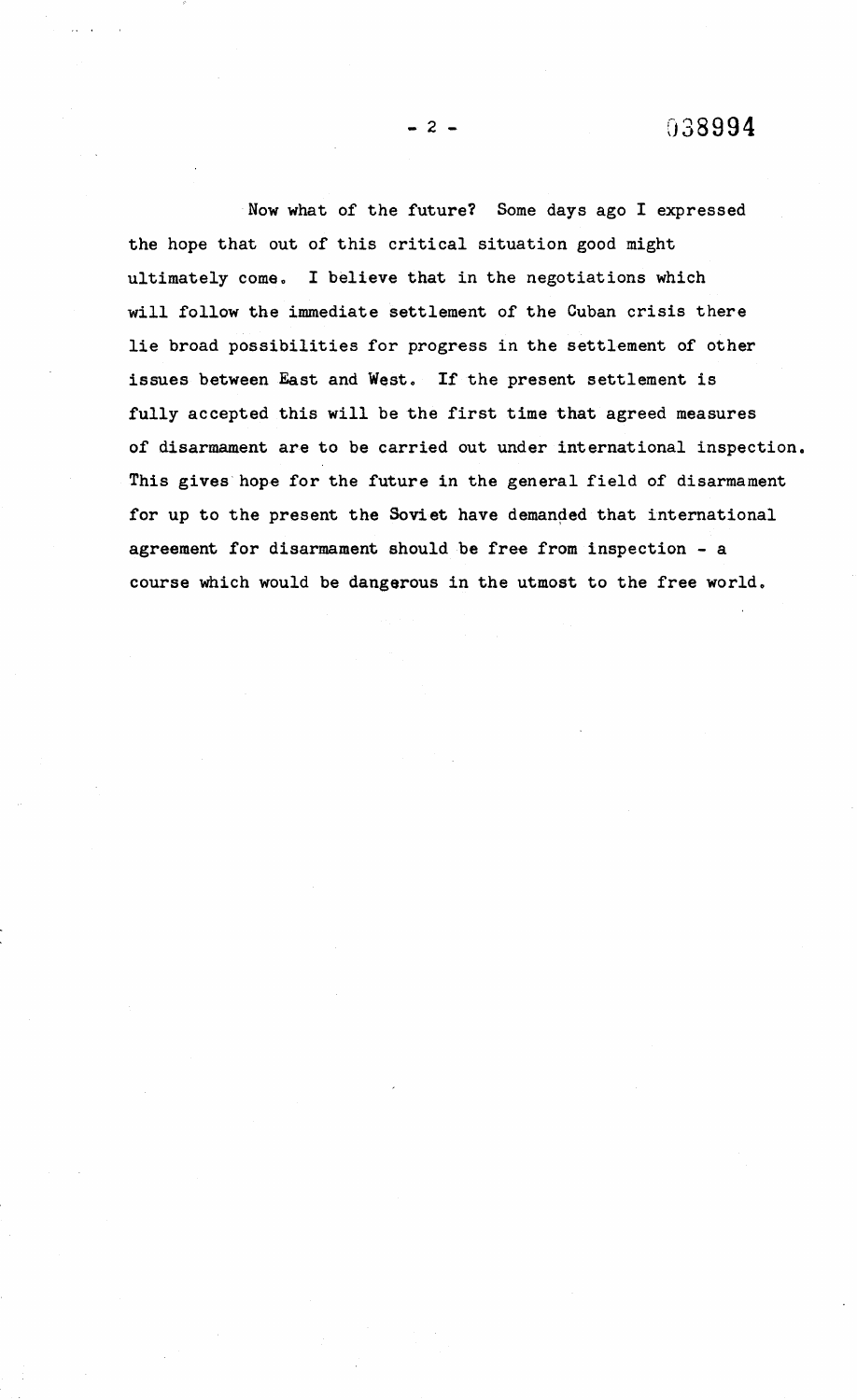Now what of the future? Some days ago I expressed the hope that out of this critical situation good might ultimately come. I believe that in the negotiations which will follow the immediate settlement of the Cuban crisis there lie broad possibilities for progress in the settlement of other issues between East and West. If the present settlement is fully accepted this will be the first time that agreed measures of disarmament are to be carried out under international inspection. This gives hope for the future in the general field of disarmament for up to the present the Soviet have demanded that international agreement for disarmament should be free from inspection - a course which would be dangerous in the utmost to the free world.